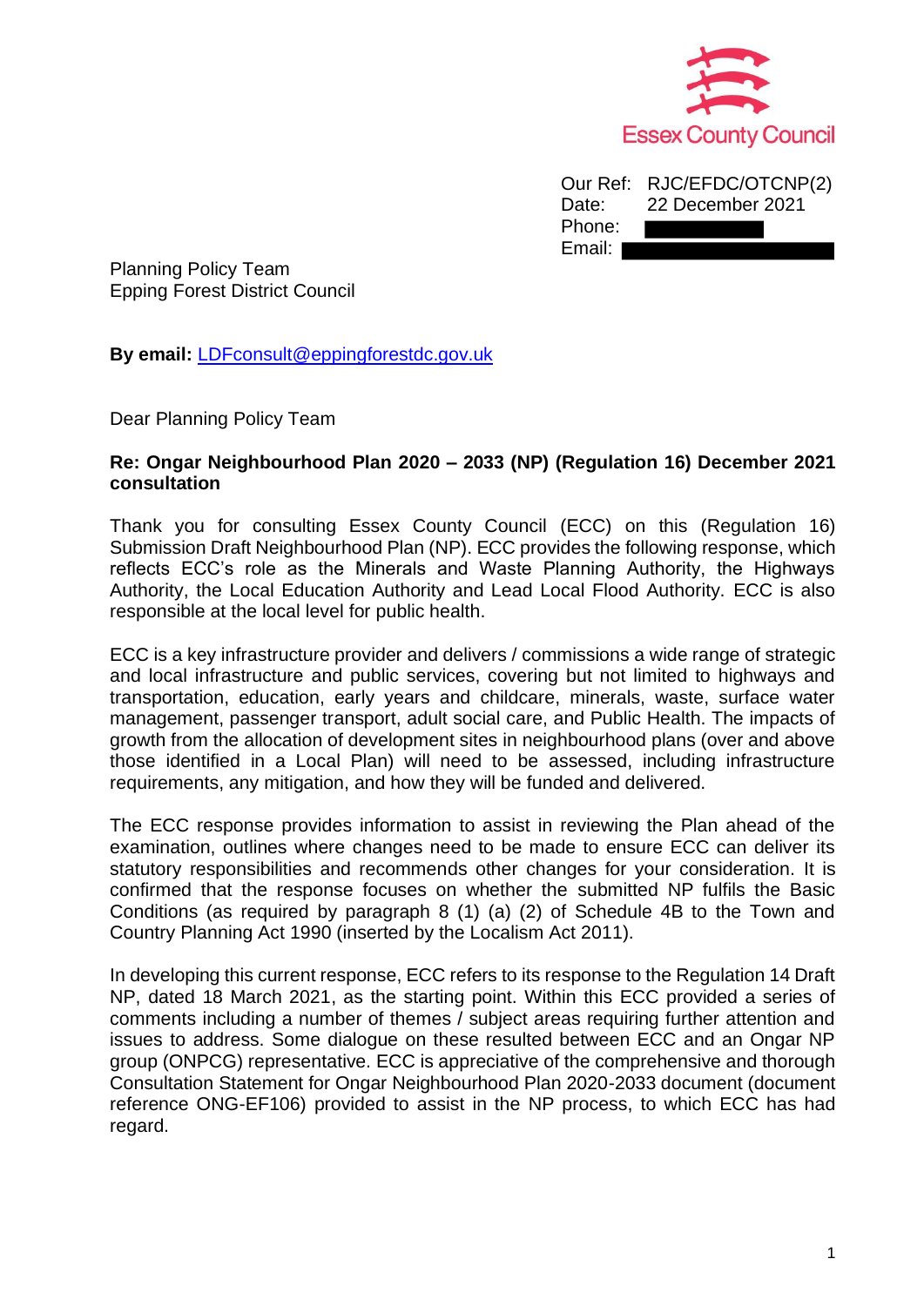Essex County Council

Our Ref: RJC/EFDC/OTCNP(2)
Date: 22 December 2021
Phone:
Email:

Planning Policy Team
Epping Forest District Council

**By email:** LDFconsult@eppingforestdc.gov.uk

Dear Planning Policy Team

**Re: Ongar Neighbourhood Plan 2020 – 2033 (NP) (Regulation 16) December 2021 consultation**

Thank you for consulting Essex County Council (ECC) on this (Regulation 16) Submission Draft Neighbourhood Plan (NP). ECC provides the following response, which reflects ECC's role as the Minerals and Waste Planning Authority, the Highways Authority, the Local Education Authority and Lead Local Flood Authority. ECC is also responsible at the local level for public health.

ECC is a key infrastructure provider and delivers / commissions a wide range of strategic and local infrastructure and public services, covering but not limited to highways and transportation, education, early years and childcare, minerals, waste, surface water management, passenger transport, adult social care, and Public Health. The impacts of growth from the allocation of development sites in neighbourhood plans (over and above those identified in a Local Plan) will need to be assessed, including infrastructure requirements, any mitigation, and how they will be funded and delivered.

The ECC response provides information to assist in reviewing the Plan ahead of the examination, outlines where changes need to be made to ensure ECC can deliver its statutory responsibilities and recommends other changes for your consideration. It is confirmed that the response focuses on whether the submitted NP fulfils the Basic Conditions (as required by paragraph 8 (1) (a) (2) of Schedule 4B to the Town and Country Planning Act 1990 (inserted by the Localism Act 2011).

In developing this current response, ECC refers to its response to the Regulation 14 Draft NP, dated 18 March 2021, as the starting point. Within this ECC provided a series of comments including a number of themes / subject areas requiring further attention and issues to address. Some dialogue on these resulted between ECC and an Ongar NP group (ONPCG) representative. ECC is appreciative of the comprehensive and thorough Consultation Statement for Ongar Neighbourhood Plan 2020-2033 document (document reference ONG-EF106) provided to assist in the NP process, to which ECC has had regard.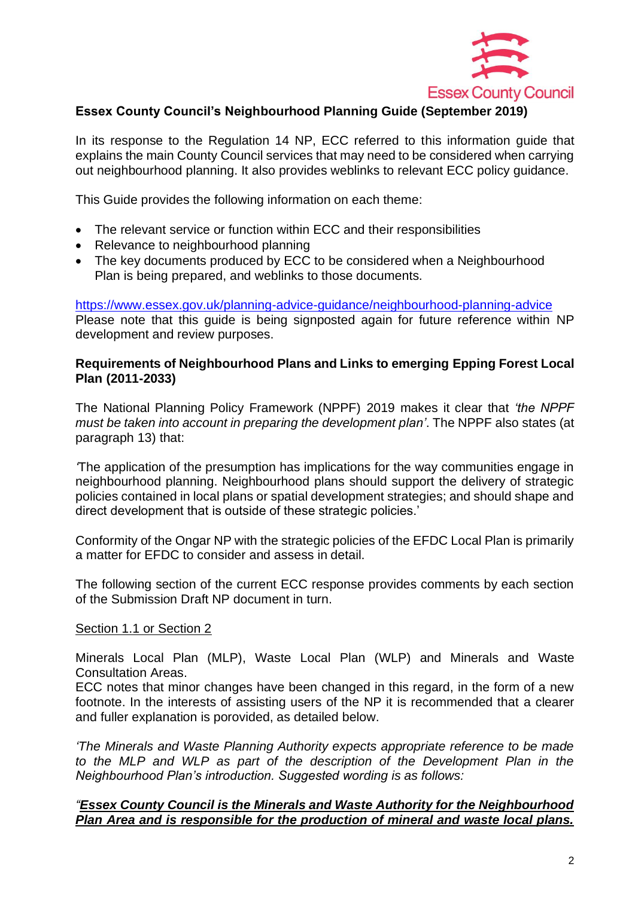**Essex County Council's Neighbourhood Planning Guide (September 2019)**

In its response to the Regulation 14 NP, ECC referred to this information guide that explains the main County Council services that may need to be considered when carrying out neighbourhood planning. It also provides weblinks to relevant ECC policy guidance.

This Guide provides the following information on each theme:

- The relevant service or function within ECC and their responsibilities
- Relevance to neighbourhood planning
- The key documents produced by ECC to be considered when a Neighbourhood Plan is being prepared, and weblinks to those documents.

https://www.essex.gov.uk/planning-advice-guidance/neighbourhood-planning-advice
Please note that this guide is being signposted again for future reference within NP development and review purposes.

**Requirements of Neighbourhood Plans and Links to emerging Epping Forest Local Plan (2011-2033)**

The National Planning Policy Framework (NPPF) 2019 makes it clear that *'the NPPF must be taken into account in preparing the development plan'*. The NPPF also states (at paragraph 13) that:

'The application of the presumption has implications for the way communities engage in neighbourhood planning. Neighbourhood plans should support the delivery of strategic policies contained in local plans or spatial development strategies; and should shape and direct development that is outside of these strategic policies.'

Conformity of the Ongar NP with the strategic policies of the EFDC Local Plan is primarily a matter for EFDC to consider and assess in detail.

The following section of the current ECC response provides comments by each section of the Submission Draft NP document in turn.

<u>Section 1.1 or Section 2</u>

Minerals Local Plan (MLP), Waste Local Plan (WLP) and Minerals and Waste Consultation Areas.
ECC notes that minor changes have been changed in this regard, in the form of a new footnote. In the interests of assisting users of the NP it is recommended that a clearer and fuller explanation is porovided, as detailed below.

*'The Minerals and Waste Planning Authority expects appropriate reference to be made to the MLP and WLP as part of the description of the Development Plan in the Neighbourhood Plan's introduction. Suggested wording is as follows:*

*"<u>**Essex County Council is the Minerals and Waste Authority for the Neighbourhood Plan Area and is responsible for the production of mineral and waste local plans.**</u>*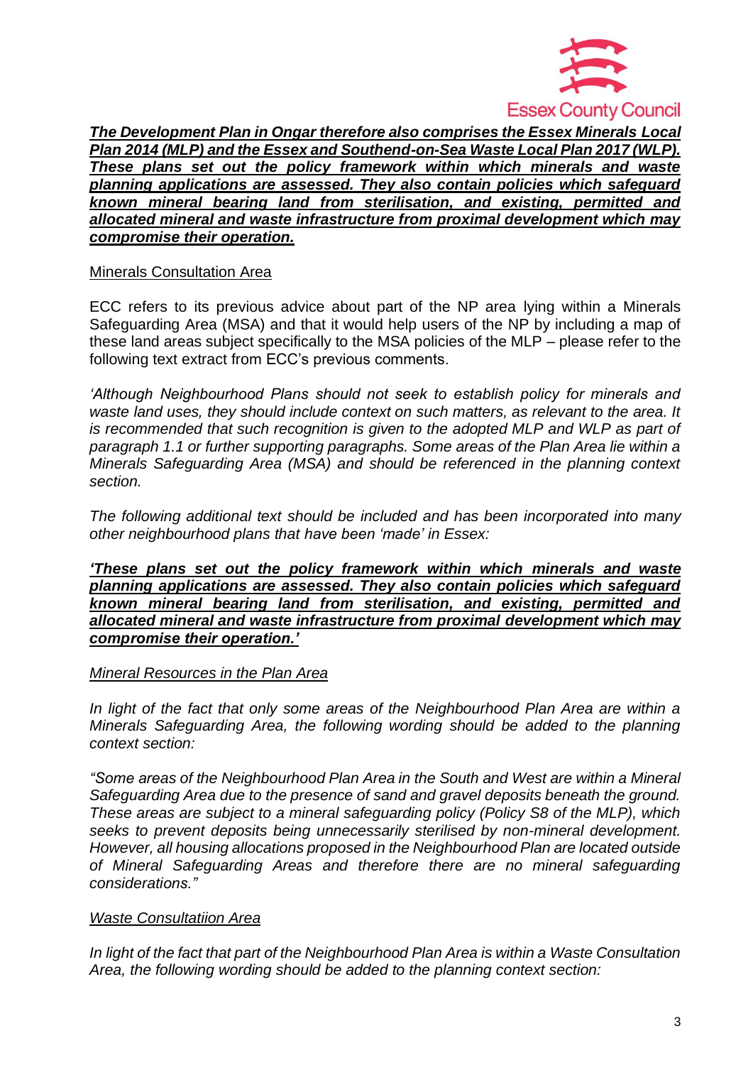***The Development Plan in Ongar therefore also comprises the Essex Minerals Local Plan 2014 (MLP) and the Essex and Southend-on-Sea Waste Local Plan 2017 (WLP). These plans set out the policy framework within which minerals and waste planning applications are assessed. They also contain policies which safeguard known mineral bearing land from sterilisation, and existing, permitted and allocated mineral and waste infrastructure from proximal development which may compromise their operation.***

Minerals Consultation Area

ECC refers to its previous advice about part of the NP area lying within a Minerals Safeguarding Area (MSA) and that it would help users of the NP by including a map of these land areas subject specifically to the MSA policies of the MLP – please refer to the following text extract from ECC's previous comments.

*'Although Neighbourhood Plans should not seek to establish policy for minerals and waste land uses, they should include context on such matters, as relevant to the area. It is recommended that such recognition is given to the adopted MLP and WLP as part of paragraph 1.1 or further supporting paragraphs. Some areas of the Plan Area lie within a Minerals Safeguarding Area (MSA) and should be referenced in the planning context section.*

*The following additional text should be included and has been incorporated into many other neighbourhood plans that have been 'made' in Essex:*

***'These plans set out the policy framework within which minerals and waste planning applications are assessed. They also contain policies which safeguard known mineral bearing land from sterilisation, and existing, permitted and allocated mineral and waste infrastructure from proximal development which may compromise their operation.'***

*Mineral Resources in the Plan Area*

*In light of the fact that only some areas of the Neighbourhood Plan Area are within a Minerals Safeguarding Area, the following wording should be added to the planning context section:*

*"Some areas of the Neighbourhood Plan Area in the South and West are within a Mineral Safeguarding Area due to the presence of sand and gravel deposits beneath the ground. These areas are subject to a mineral safeguarding policy (Policy S8 of the MLP), which seeks to prevent deposits being unnecessarily sterilised by non-mineral development. However, all housing allocations proposed in the Neighbourhood Plan are located outside of Mineral Safeguarding Areas and therefore there are no mineral safeguarding considerations."*

*Waste Consultatiion Area*

*In light of the fact that part of the Neighbourhood Plan Area is within a Waste Consultation Area, the following wording should be added to the planning context section:*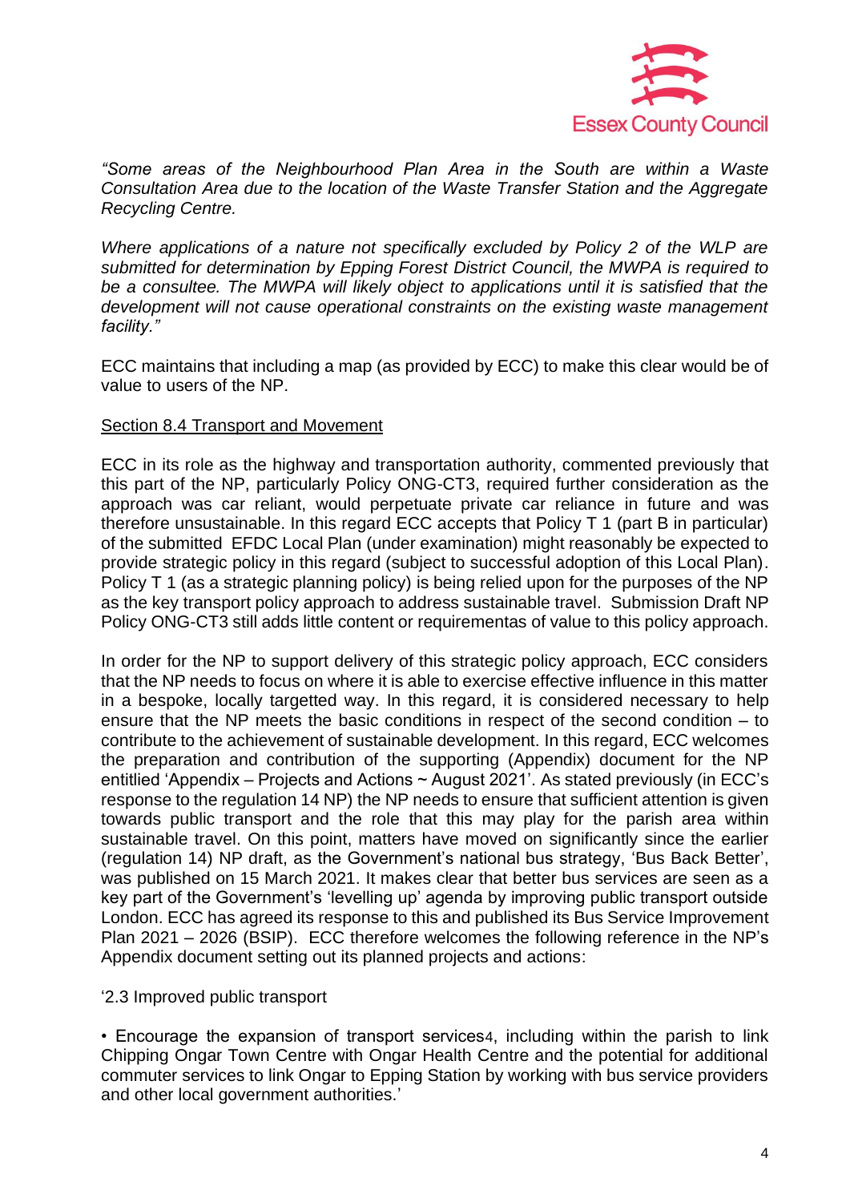*"Some areas of the Neighbourhood Plan Area in the South are within a Waste Consultation Area due to the location of the Waste Transfer Station and the Aggregate Recycling Centre.*

*Where applications of a nature not specifically excluded by Policy 2 of the WLP are submitted for determination by Epping Forest District Council, the MWPA is required to be a consultee. The MWPA will likely object to applications until it is satisfied that the development will not cause operational constraints on the existing waste management facility."*

ECC maintains that including a map (as provided by ECC) to make this clear would be of value to users of the NP.

<u>Section 8.4 Transport and Movement</u>

ECC in its role as the highway and transportation authority, commented previously that this part of the NP, particularly Policy ONG-CT3, required further consideration as the approach was car reliant, would perpetuate private car reliance in future and was therefore unsustainable. In this regard ECC accepts that Policy T 1 (part B in particular) of the submitted EFDC Local Plan (under examination) might reasonably be expected to provide strategic policy in this regard (subject to successful adoption of this Local Plan). Policy T 1 (as a strategic planning policy) is being relied upon for the purposes of the NP as the key transport policy approach to address sustainable travel. Submission Draft NP Policy ONG-CT3 still adds little content or requirementas of value to this policy approach.

In order for the NP to support delivery of this strategic policy approach, ECC considers that the NP needs to focus on where it is able to exercise effective influence in this matter in a bespoke, locally targetted way. In this regard, it is considered necessary to help ensure that the NP meets the basic conditions in respect of the second condition – to contribute to the achievement of sustainable development. In this regard, ECC welcomes the preparation and contribution of the supporting (Appendix) document for the NP entitlied 'Appendix – Projects and Actions ~ August 2021'. As stated previously (in ECC's response to the regulation 14 NP) the NP needs to ensure that sufficient attention is given towards public transport and the role that this may play for the parish area within sustainable travel. On this point, matters have moved on significantly since the earlier (regulation 14) NP draft, as the Government's national bus strategy, 'Bus Back Better', was published on 15 March 2021. It makes clear that better bus services are seen as a key part of the Government's 'levelling up' agenda by improving public transport outside London. ECC has agreed its response to this and published its Bus Service Improvement Plan 2021 – 2026 (BSIP). ECC therefore welcomes the following reference in the NP's Appendix document setting out its planned projects and actions:

'2.3 Improved public transport

• Encourage the expansion of transport services4, including within the parish to link Chipping Ongar Town Centre with Ongar Health Centre and the potential for additional commuter services to link Ongar to Epping Station by working with bus service providers and other local government authorities.'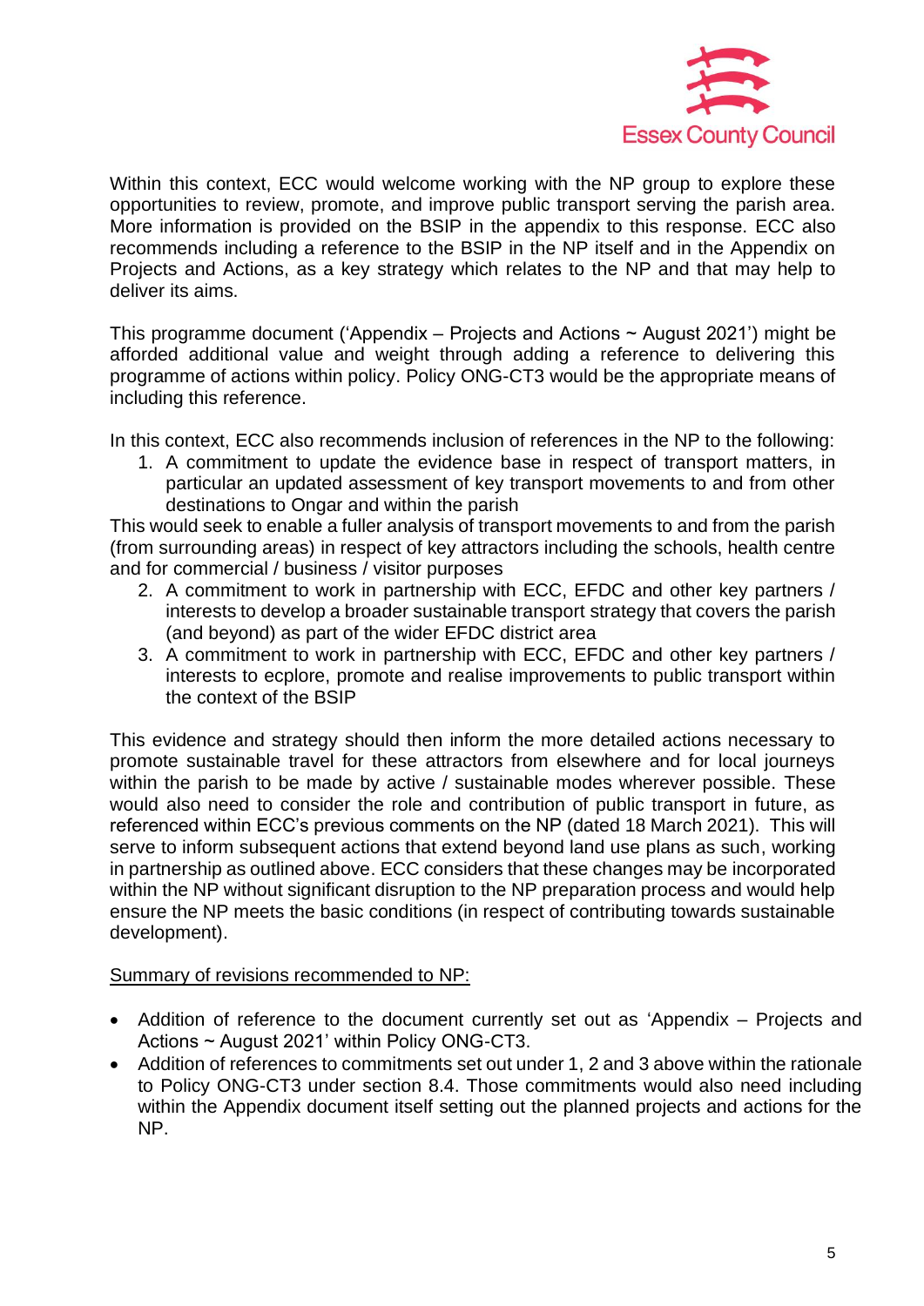Within this context, ECC would welcome working with the NP group to explore these opportunities to review, promote, and improve public transport serving the parish area. More information is provided on the BSIP in the appendix to this response. ECC also recommends including a reference to the BSIP in the NP itself and in the Appendix on Projects and Actions, as a key strategy which relates to the NP and that may help to deliver its aims.

This programme document ('Appendix – Projects and Actions ~ August 2021') might be afforded additional value and weight through adding a reference to delivering this programme of actions within policy. Policy ONG-CT3 would be the appropriate means of including this reference.

In this context, ECC also recommends inclusion of references in the NP to the following:

1. A commitment to update the evidence base in respect of transport matters, in particular an updated assessment of key transport movements to and from other destinations to Ongar and within the parish

This would seek to enable a fuller analysis of transport movements to and from the parish (from surrounding areas) in respect of key attractors including the schools, health centre and for commercial / business / visitor purposes

2. A commitment to work in partnership with ECC, EFDC and other key partners / interests to develop a broader sustainable transport strategy that covers the parish (and beyond) as part of the wider EFDC district area
3. A commitment to work in partnership with ECC, EFDC and other key partners / interests to ecplore, promote and realise improvements to public transport within the context of the BSIP

This evidence and strategy should then inform the more detailed actions necessary to promote sustainable travel for these attractors from elsewhere and for local journeys within the parish to be made by active / sustainable modes wherever possible. These would also need to consider the role and contribution of public transport in future, as referenced within ECC's previous comments on the NP (dated 18 March 2021). This will serve to inform subsequent actions that extend beyond land use plans as such, working in partnership as outlined above. ECC considers that these changes may be incorporated within the NP without significant disruption to the NP preparation process and would help ensure the NP meets the basic conditions (in respect of contributing towards sustainable development).

<u>Summary of revisions recommended to NP:</u>

- Addition of reference to the document currently set out as 'Appendix – Projects and Actions ~ August 2021' within Policy ONG-CT3.
- Addition of references to commitments set out under 1, 2 and 3 above within the rationale to Policy ONG-CT3 under section 8.4. Those commitments would also need including within the Appendix document itself setting out the planned projects and actions for the NP.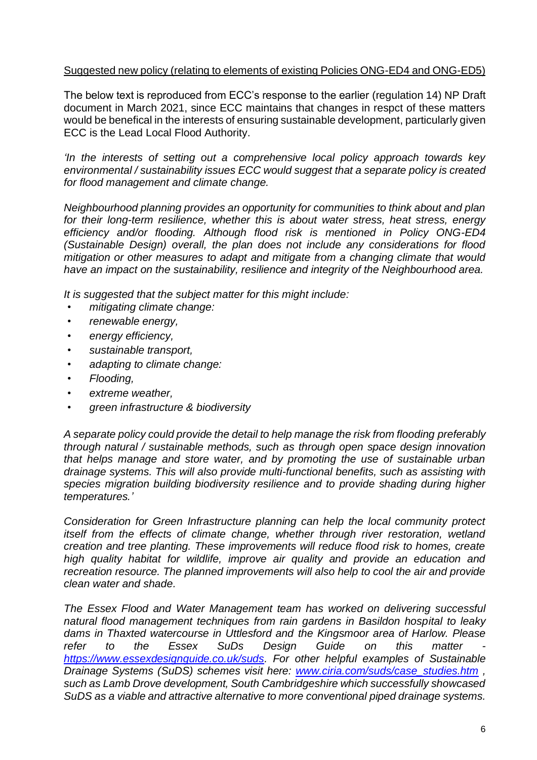<u>Suggested new policy (relating to elements of existing Policies ONG-ED4 and ONG-ED5)</u>

The below text is reproduced from ECC's response to the earlier (regulation 14) NP Draft document in March 2021, since ECC maintains that changes in respct of these matters would be benefical in the interests of ensuring sustainable development, particularly given ECC is the Lead Local Flood Authority.

*'In the interests of setting out a comprehensive local policy approach towards key environmental / sustainability issues ECC would suggest that a separate policy is created for flood management and climate change.*

*Neighbourhood planning provides an opportunity for communities to think about and plan for their long-term resilience, whether this is about water stress, heat stress, energy efficiency and/or flooding. Although flood risk is mentioned in Policy ONG-ED4 (Sustainable Design) overall, the plan does not include any considerations for flood mitigation or other measures to adapt and mitigate from a changing climate that would have an impact on the sustainability, resilience and integrity of the Neighbourhood area.*

*It is suggested that the subject matter for this might include:*

- *mitigating climate change:*
- *renewable energy,*
- *energy efficiency,*
- *sustainable transport,*
- *adapting to climate change:*
- *Flooding,*
- *extreme weather,*
- *green infrastructure & biodiversity*

*A separate policy could provide the detail to help manage the risk from flooding preferably through natural / sustainable methods, such as through open space design innovation that helps manage and store water, and by promoting the use of sustainable urban drainage systems. This will also provide multi-functional benefits, such as assisting with species migration building biodiversity resilience and to provide shading during higher temperatures.'*

*Consideration for Green Infrastructure planning can help the local community protect itself from the effects of climate change, whether through river restoration, wetland creation and tree planting. These improvements will reduce flood risk to homes, create high quality habitat for wildlife, improve air quality and provide an education and recreation resource. The planned improvements will also help to cool the air and provide clean water and shade.*

*The Essex Flood and Water Management team has worked on delivering successful natural flood management techniques from rain gardens in Basildon hospital to leaky dams in Thaxted watercourse in Uttlesford and the Kingsmoor area of Harlow. Please refer to the Essex SuDs Design Guide on this matter - [https://www.essexdesignguide.co.uk/suds](https://www.essexdesignguide.co.uk/suds). For other helpful examples of Sustainable Drainage Systems (SuDS) schemes visit here: [www.ciria.com/suds/case_studies.htm](www.ciria.com/suds/case_studies.htm) , such as Lamb Drove development, South Cambridgeshire which successfully showcased SuDS as a viable and attractive alternative to more conventional piped drainage systems.*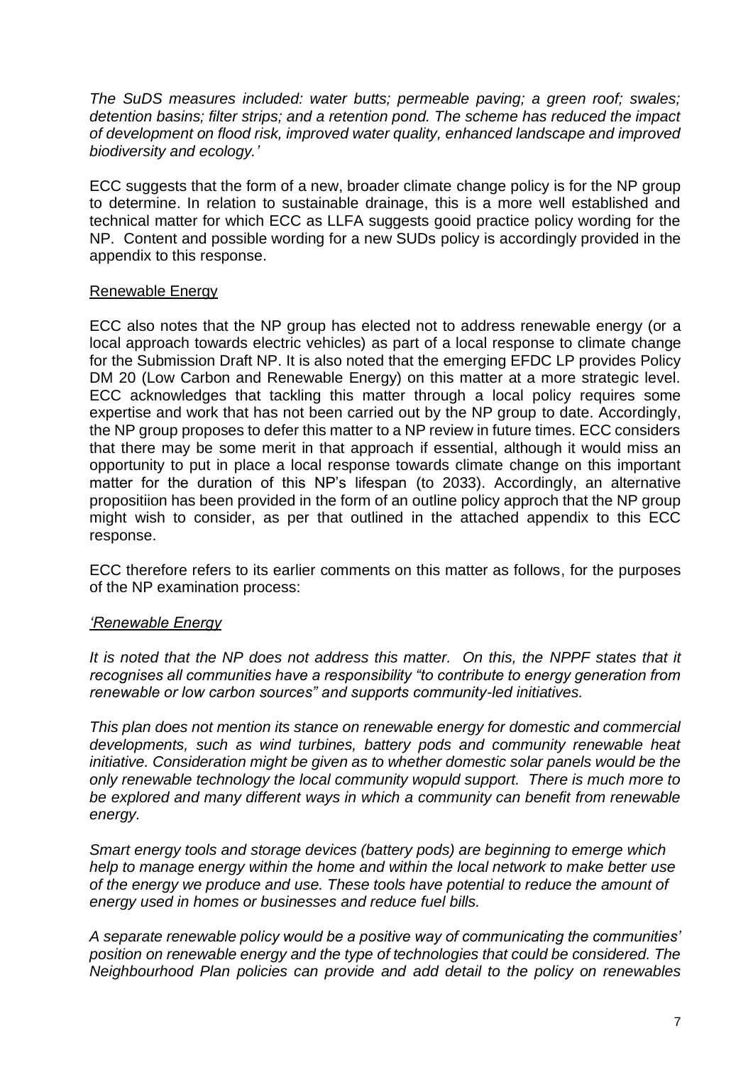*The SuDS measures included: water butts; permeable paving; a green roof; swales; detention basins; filter strips; and a retention pond. The scheme has reduced the impact of development on flood risk, improved water quality, enhanced landscape and improved biodiversity and ecology.'*

ECC suggests that the form of a new, broader climate change policy is for the NP group to determine. In relation to sustainable drainage, this is a more well established and technical matter for which ECC as LLFA suggests gooid practice policy wording for the NP. Content and possible wording for a new SUDs policy is accordingly provided in the appendix to this response.

<u>Renewable Energy</u>

ECC also notes that the NP group has elected not to address renewable energy (or a local approach towards electric vehicles) as part of a local response to climate change for the Submission Draft NP. It is also noted that the emerging EFDC LP provides Policy DM 20 (Low Carbon and Renewable Energy) on this matter at a more strategic level. ECC acknowledges that tackling this matter through a local policy requires some expertise and work that has not been carried out by the NP group to date. Accordingly, the NP group proposes to defer this matter to a NP review in future times. ECC considers that there may be some merit in that approach if essential, although it would miss an opportunity to put in place a local response towards climate change on this important matter for the duration of this NP's lifespan (to 2033). Accordingly, an alternative propositiion has been provided in the form of an outline policy approch that the NP group might wish to consider, as per that outlined in the attached appendix to this ECC response.

ECC therefore refers to its earlier comments on this matter as follows, for the purposes of the NP examination process:

*<u>'Renewable Energy</u>*

*It is noted that the NP does not address this matter. On this, the NPPF states that it recognises all communities have a responsibility "to contribute to energy generation from renewable or low carbon sources" and supports community-led initiatives.*

*This plan does not mention its stance on renewable energy for domestic and commercial developments, such as wind turbines, battery pods and community renewable heat initiative. Consideration might be given as to whether domestic solar panels would be the only renewable technology the local community wopuld support. There is much more to be explored and many different ways in which a community can benefit from renewable energy.*

*Smart energy tools and storage devices (battery pods) are beginning to emerge which help to manage energy within the home and within the local network to make better use of the energy we produce and use. These tools have potential to reduce the amount of energy used in homes or businesses and reduce fuel bills.*

*A separate renewable policy would be a positive way of communicating the communities' position on renewable energy and the type of technologies that could be considered. The Neighbourhood Plan policies can provide and add detail to the policy on renewables*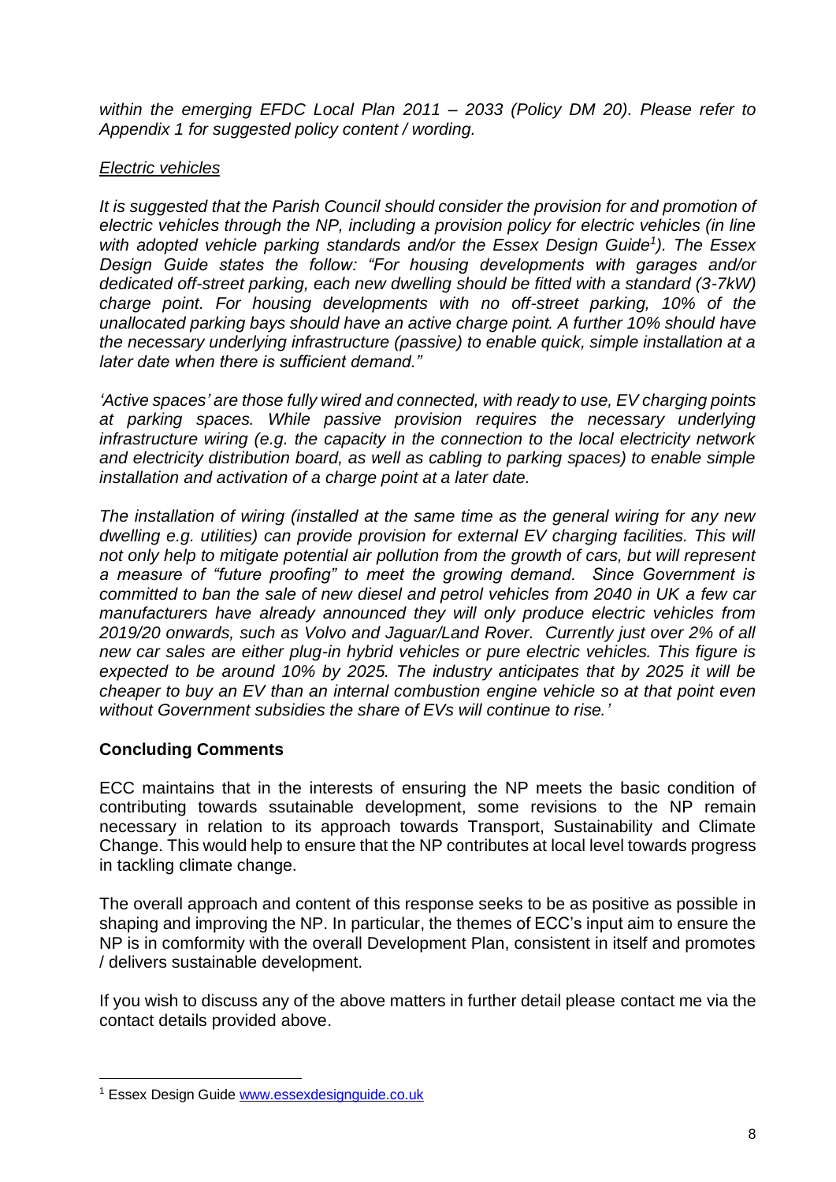*within the emerging EFDC Local Plan 2011 – 2033 (Policy DM 20). Please refer to Appendix 1 for suggested policy content / wording.*

*Electric vehicles*

*It is suggested that the Parish Council should consider the provision for and promotion of electric vehicles through the NP, including a provision policy for electric vehicles (in line with adopted vehicle parking standards and/or the Essex Design Guide[1]). The Essex Design Guide states the follow: "For housing developments with garages and/or dedicated off-street parking, each new dwelling should be fitted with a standard (3-7kW) charge point. For housing developments with no off-street parking, 10% of the unallocated parking bays should have an active charge point. A further 10% should have the necessary underlying infrastructure (passive) to enable quick, simple installation at a later date when there is sufficient demand."*

*'Active spaces' are those fully wired and connected, with ready to use, EV charging points at parking spaces. While passive provision requires the necessary underlying infrastructure wiring (e.g. the capacity in the connection to the local electricity network and electricity distribution board, as well as cabling to parking spaces) to enable simple installation and activation of a charge point at a later date.*

*The installation of wiring (installed at the same time as the general wiring for any new dwelling e.g. utilities) can provide provision for external EV charging facilities. This will not only help to mitigate potential air pollution from the growth of cars, but will represent a measure of "future proofing" to meet the growing demand. Since Government is committed to ban the sale of new diesel and petrol vehicles from 2040 in UK a few car manufacturers have already announced they will only produce electric vehicles from 2019/20 onwards, such as Volvo and Jaguar/Land Rover. Currently just over 2% of all new car sales are either plug-in hybrid vehicles or pure electric vehicles. This figure is expected to be around 10% by 2025. The industry anticipates that by 2025 it will be cheaper to buy an EV than an internal combustion engine vehicle so at that point even without Government subsidies the share of EVs will continue to rise.'*

**Concluding Comments**

ECC maintains that in the interests of ensuring the NP meets the basic condition of contributing towards ssutainable development, some revisions to the NP remain necessary in relation to its approach towards Transport, Sustainability and Climate Change. This would help to ensure that the NP contributes at local level towards progress in tackling climate change.

The overall approach and content of this response seeks to be as positive as possible in shaping and improving the NP. In particular, the themes of ECC's input aim to ensure the NP is in comformity with the overall Development Plan, consistent in itself and promotes / delivers sustainable development.

If you wish to discuss any of the above matters in further detail please contact me via the contact details provided above.

---

[1] Essex Design Guide www.essexdesignguide.co.uk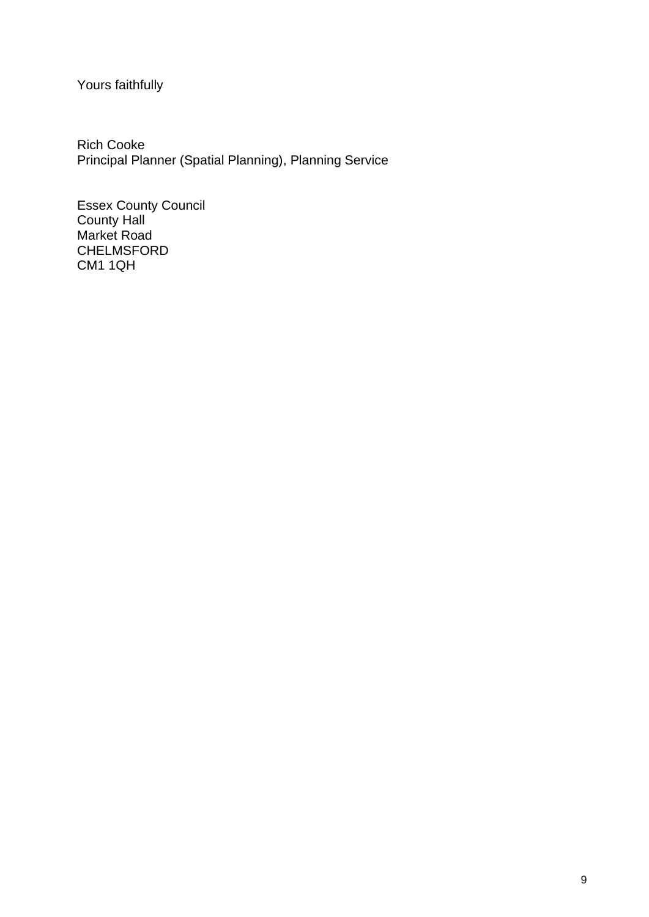Yours faithfully

Rich Cooke
Principal Planner (Spatial Planning), Planning Service

Essex County Council
County Hall
Market Road
CHELMSFORD
CM1 1QH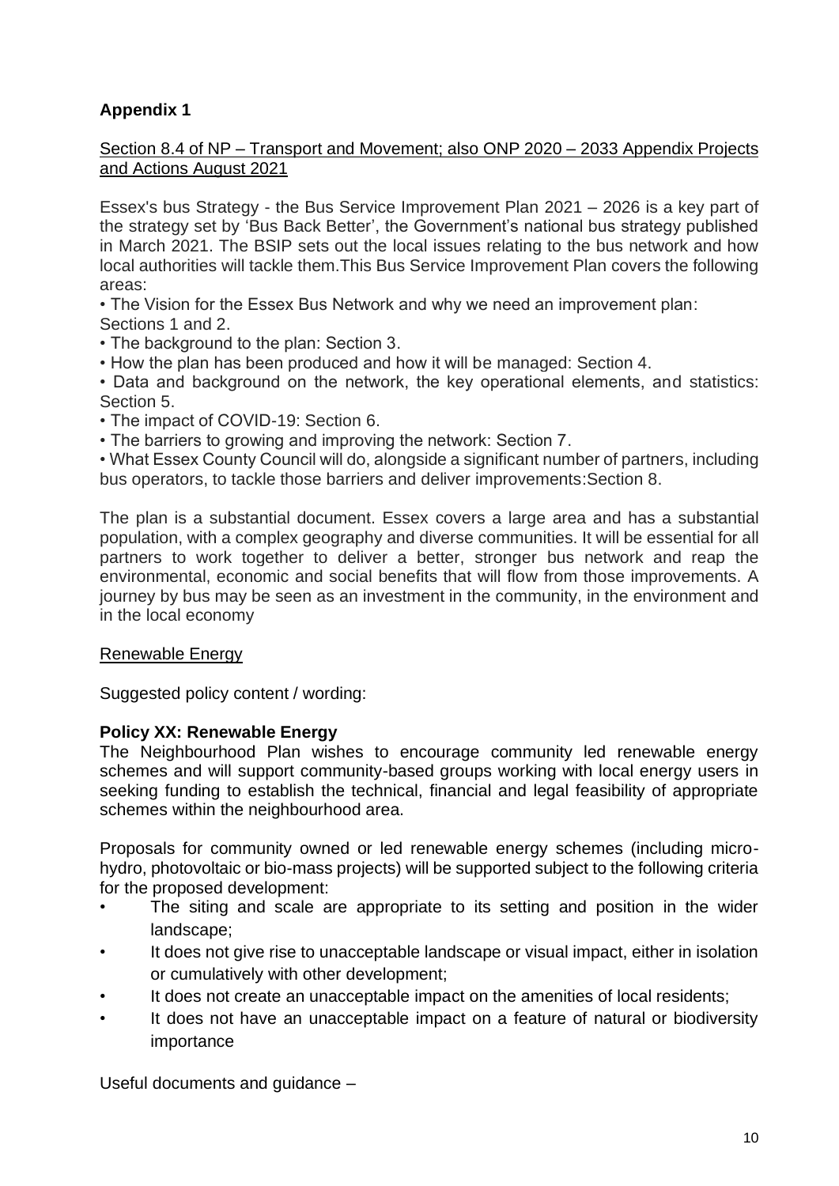**Appendix 1**

Section 8.4 of NP – Transport and Movement; also ONP 2020 – 2033 Appendix Projects and Actions August 2021

Essex's bus Strategy - the Bus Service Improvement Plan 2021 – 2026 is a key part of the strategy set by 'Bus Back Better', the Government's national bus strategy published in March 2021. The BSIP sets out the local issues relating to the bus network and how local authorities will tackle them.This Bus Service Improvement Plan covers the following areas:

- The Vision for the Essex Bus Network and why we need an improvement plan: Sections 1 and 2.
- The background to the plan: Section 3.
- How the plan has been produced and how it will be managed: Section 4.
- Data and background on the network, the key operational elements, and statistics: Section 5.
- The impact of COVID-19: Section 6.
- The barriers to growing and improving the network: Section 7.
- What Essex County Council will do, alongside a significant number of partners, including bus operators, to tackle those barriers and deliver improvements:Section 8.

The plan is a substantial document. Essex covers a large area and has a substantial population, with a complex geography and diverse communities. It will be essential for all partners to work together to deliver a better, stronger bus network and reap the environmental, economic and social benefits that will flow from those improvements. A journey by bus may be seen as an investment in the community, in the environment and in the local economy

Renewable Energy

Suggested policy content / wording:

**Policy XX: Renewable Energy**

The Neighbourhood Plan wishes to encourage community led renewable energy schemes and will support community-based groups working with local energy users in seeking funding to establish the technical, financial and legal feasibility of appropriate schemes within the neighbourhood area.

Proposals for community owned or led renewable energy schemes (including micro-hydro, photovoltaic or bio-mass projects) will be supported subject to the following criteria for the proposed development:

- The siting and scale are appropriate to its setting and position in the wider landscape;
- It does not give rise to unacceptable landscape or visual impact, either in isolation or cumulatively with other development;
- It does not create an unacceptable impact on the amenities of local residents;
- It does not have an unacceptable impact on a feature of natural or biodiversity importance

Useful documents and guidance –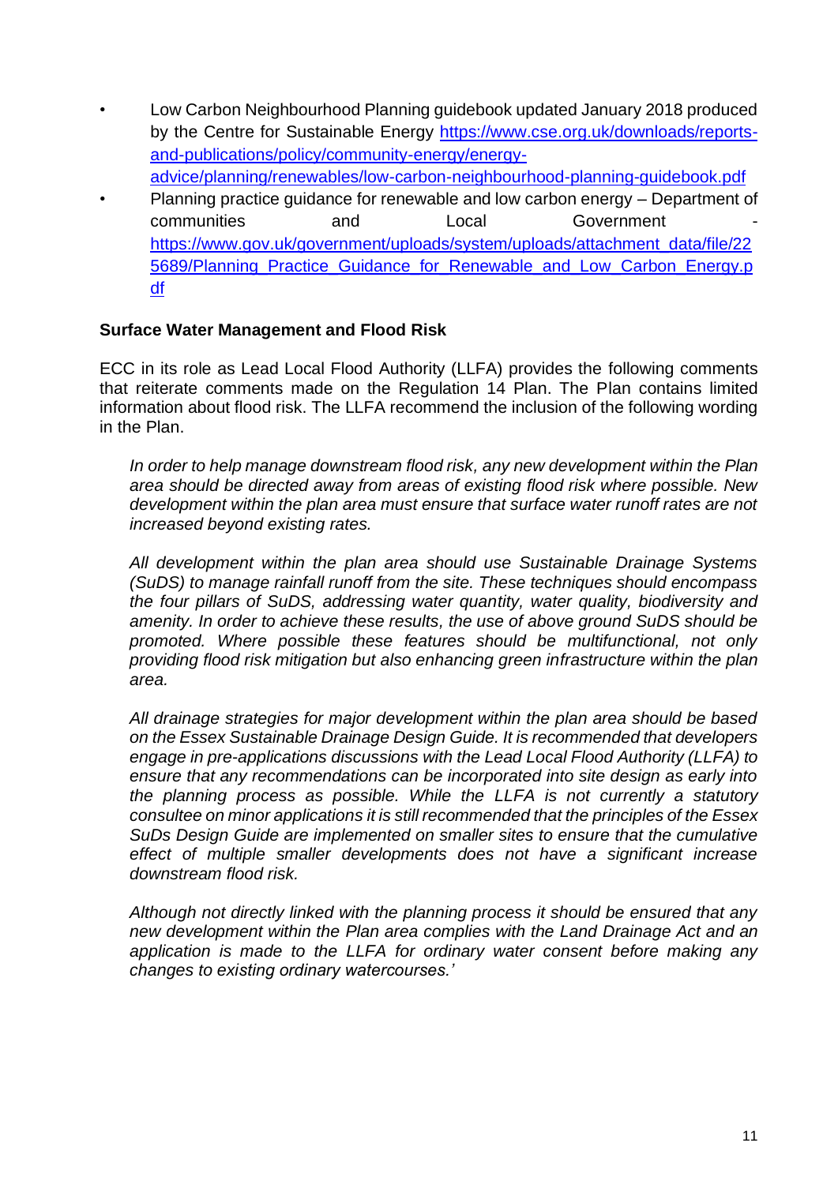- Low Carbon Neighbourhood Planning guidebook updated January 2018 produced by the Centre for Sustainable Energy https://www.cse.org.uk/downloads/reports-and-publications/policy/community-energy/energy-advice/planning/renewables/low-carbon-neighbourhood-planning-guidebook.pdf
- Planning practice guidance for renewable and low carbon energy – Department of communities and Local Government - https://www.gov.uk/government/uploads/system/uploads/attachment_data/file/225689/Planning_Practice_Guidance_for_Renewable_and_Low_Carbon_Energy.pdf

**Surface Water Management and Flood Risk**

ECC in its role as Lead Local Flood Authority (LLFA) provides the following comments that reiterate comments made on the Regulation 14 Plan. The Plan contains limited information about flood risk. The LLFA recommend the inclusion of the following wording in the Plan.

> *In order to help manage downstream flood risk, any new development within the Plan area should be directed away from areas of existing flood risk where possible. New development within the plan area must ensure that surface water runoff rates are not increased beyond existing rates.*
>
> *All development within the plan area should use Sustainable Drainage Systems (SuDS) to manage rainfall runoff from the site. These techniques should encompass the four pillars of SuDS, addressing water quantity, water quality, biodiversity and amenity. In order to achieve these results, the use of above ground SuDS should be promoted. Where possible these features should be multifunctional, not only providing flood risk mitigation but also enhancing green infrastructure within the plan area.*
>
> *All drainage strategies for major development within the plan area should be based on the Essex Sustainable Drainage Design Guide. It is recommended that developers engage in pre-applications discussions with the Lead Local Flood Authority (LLFA) to ensure that any recommendations can be incorporated into site design as early into the planning process as possible. While the LLFA is not currently a statutory consultee on minor applications it is still recommended that the principles of the Essex SuDs Design Guide are implemented on smaller sites to ensure that the cumulative effect of multiple smaller developments does not have a significant increase downstream flood risk.*
>
> *Although not directly linked with the planning process it should be ensured that any new development within the Plan area complies with the Land Drainage Act and an application is made to the LLFA for ordinary water consent before making any changes to existing ordinary watercourses.'*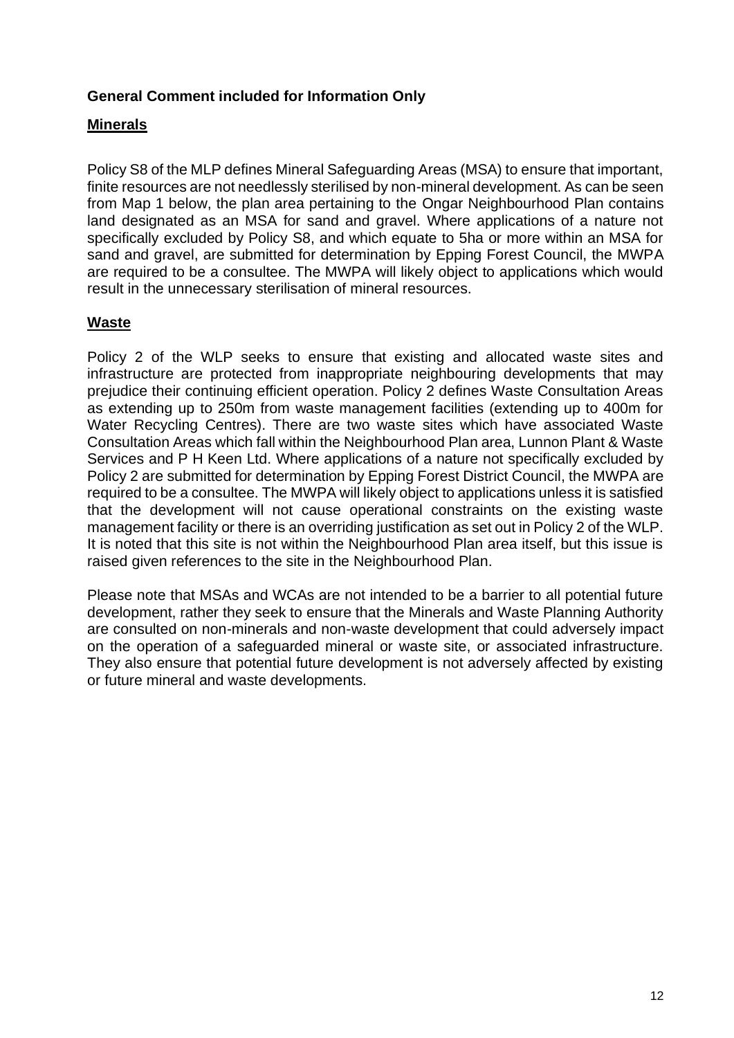**General Comment included for Information Only**

**Minerals**

Policy S8 of the MLP defines Mineral Safeguarding Areas (MSA) to ensure that important, finite resources are not needlessly sterilised by non-mineral development. As can be seen from Map 1 below, the plan area pertaining to the Ongar Neighbourhood Plan contains land designated as an MSA for sand and gravel. Where applications of a nature not specifically excluded by Policy S8, and which equate to 5ha or more within an MSA for sand and gravel, are submitted for determination by Epping Forest Council, the MWPA are required to be a consultee. The MWPA will likely object to applications which would result in the unnecessary sterilisation of mineral resources.

**Waste**

Policy 2 of the WLP seeks to ensure that existing and allocated waste sites and infrastructure are protected from inappropriate neighbouring developments that may prejudice their continuing efficient operation. Policy 2 defines Waste Consultation Areas as extending up to 250m from waste management facilities (extending up to 400m for Water Recycling Centres). There are two waste sites which have associated Waste Consultation Areas which fall within the Neighbourhood Plan area, Lunnon Plant & Waste Services and P H Keen Ltd. Where applications of a nature not specifically excluded by Policy 2 are submitted for determination by Epping Forest District Council, the MWPA are required to be a consultee. The MWPA will likely object to applications unless it is satisfied that the development will not cause operational constraints on the existing waste management facility or there is an overriding justification as set out in Policy 2 of the WLP. It is noted that this site is not within the Neighbourhood Plan area itself, but this issue is raised given references to the site in the Neighbourhood Plan.

Please note that MSAs and WCAs are not intended to be a barrier to all potential future development, rather they seek to ensure that the Minerals and Waste Planning Authority are consulted on non-minerals and non-waste development that could adversely impact on the operation of a safeguarded mineral or waste site, or associated infrastructure. They also ensure that potential future development is not adversely affected by existing or future mineral and waste developments.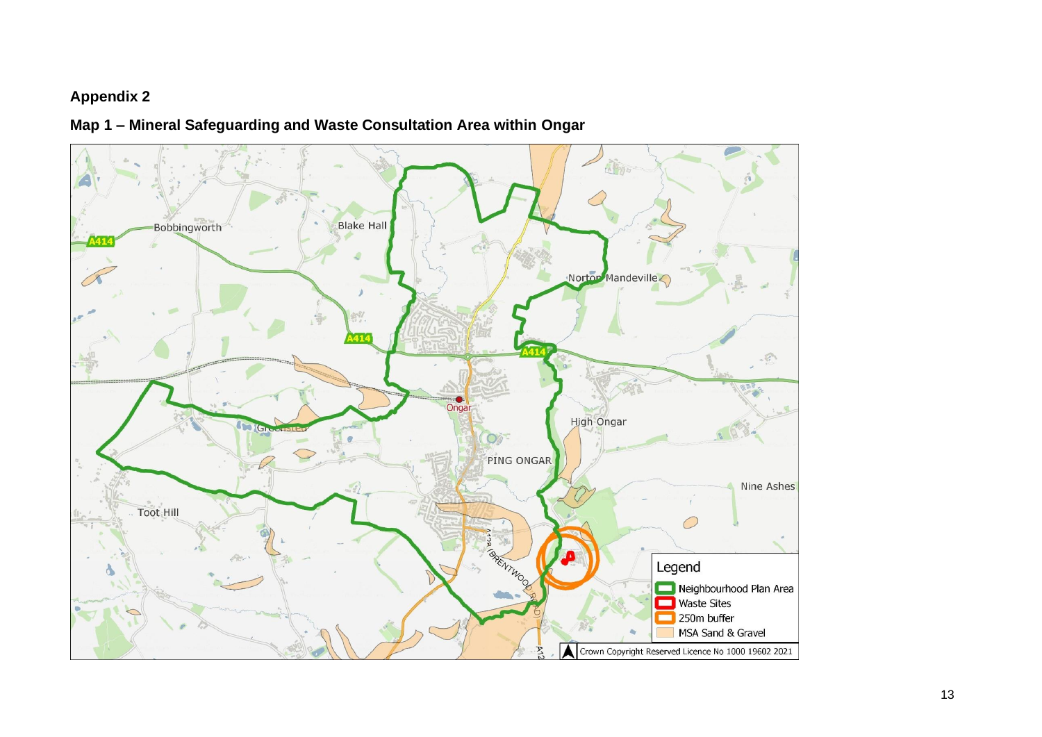## Appendix 2

### Map 1 – Mineral Safeguarding and Waste Consultation Area within Ongar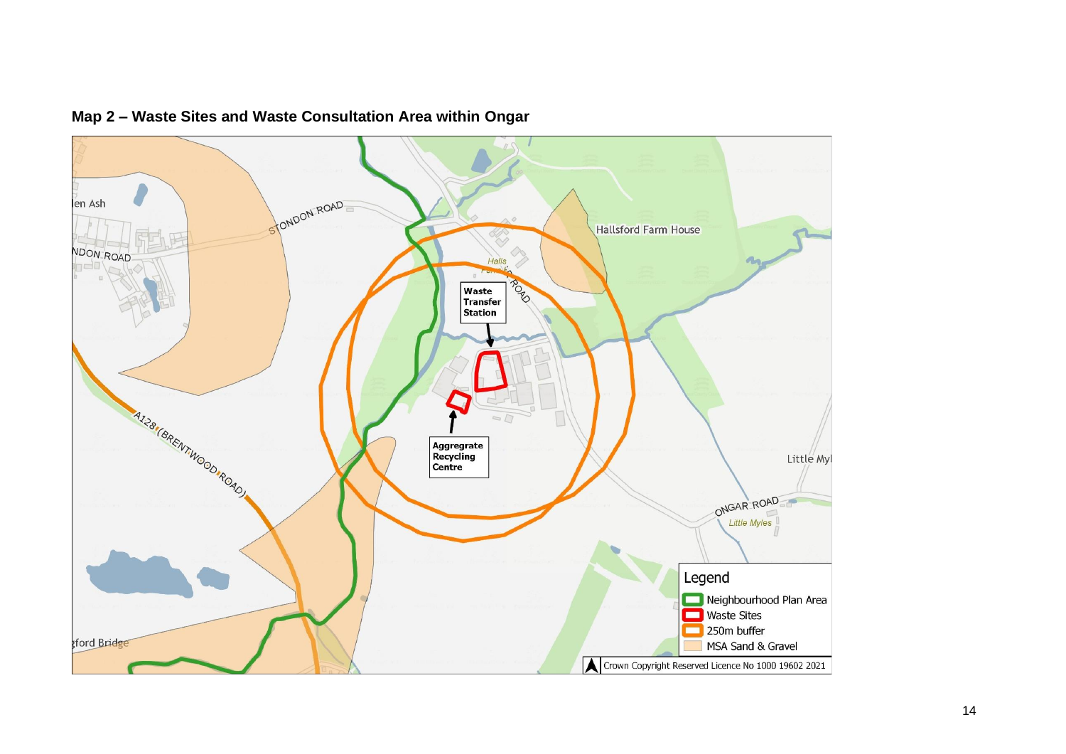## Map 2 – Waste Sites and Waste Consultation Area within Ongar

len Ash

STONDON ROAD

NDON ROAD

Halls Farm

ROAD

Hallsford Farm House

Waste Transfer Station

Aggregrate Recycling Centre

A128 (BRENTWOOD ROAD)

Little Myl

ONGAR ROAD

Little Myles

ford Bridge

Legend

Neighbourhood Plan Area

Waste Sites

250m buffer

MSA Sand & Gravel

Crown Copyright Reserved Licence No 1000 19602 2021